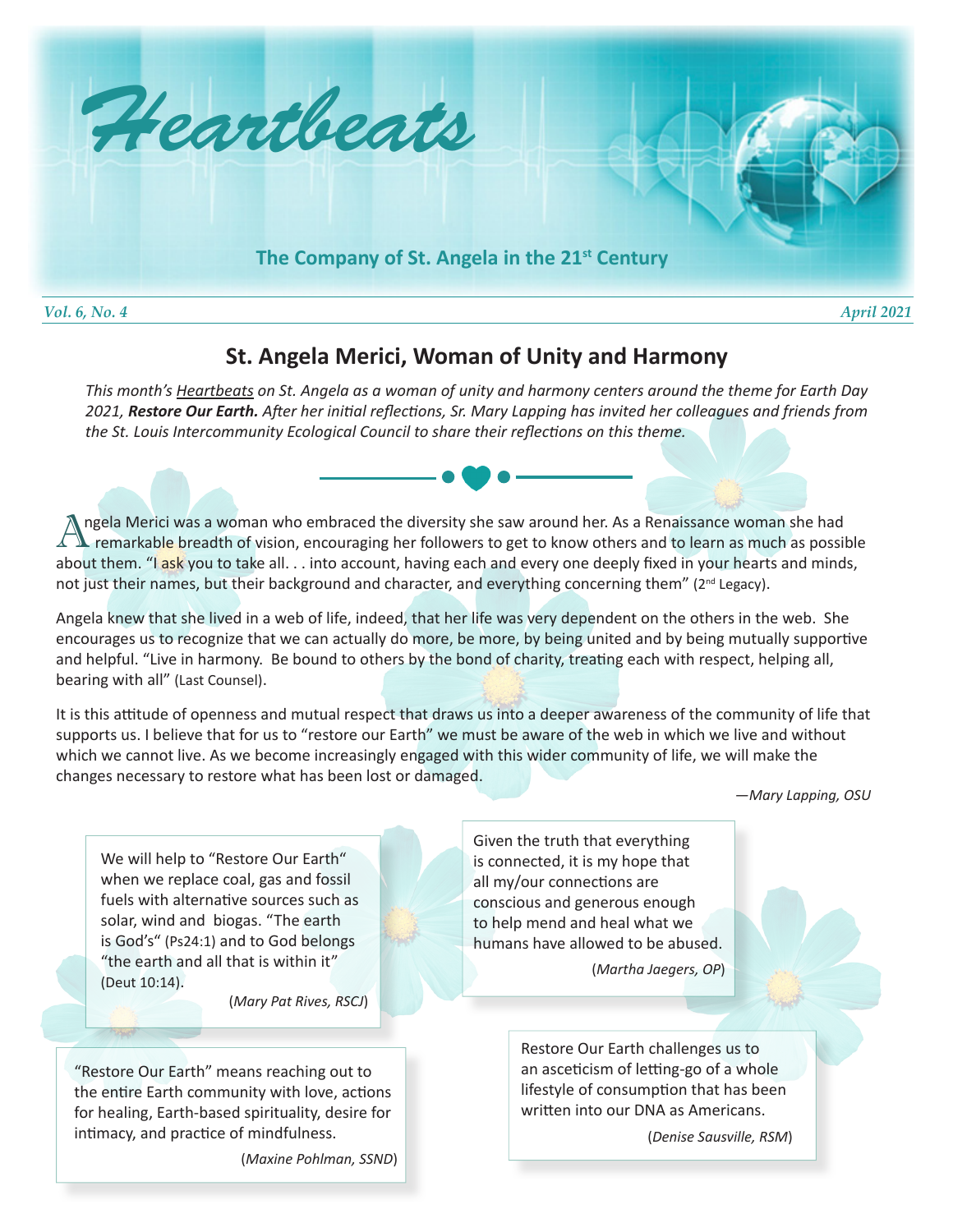# Heartbeats

**The Company of St. Angela in the 21st Century**

*Vol. 6, No. 4* *April 2021*

## St. Angela Merici, Woman of Unity and Harmony

*This month's Heartbeats on St. Angela as a woman of unity and harmony centers around the theme for Earth Day 2021, **Restore Our Earth.** After her initial reflections, Sr. Mary Lapping has invited her colleagues and friends from the St. Louis Intercommunity Ecological Council to share their reflections on this theme.*

Angela Merici was a woman who embraced the diversity she saw around her. As a Renaissance woman she had remarkable breadth of vision, encouraging her followers to get to know others and to learn as much as possible about them. "I ask you to take all. . . into account, having each and every one deeply fixed in your hearts and minds, not just their names, but their background and character, and everything concerning them" (2nd Legacy).

Angela knew that she lived in a web of life, indeed, that her life was very dependent on the others in the web. She encourages us to recognize that we can actually do more, be more, by being united and by being mutually supportive and helpful. "Live in harmony. Be bound to others by the bond of charity, treating each with respect, helping all, bearing with all" (Last Counsel).

It is this attitude of openness and mutual respect that draws us into a deeper awareness of the community of life that supports us. I believe that for us to "restore our Earth" we must be aware of the web in which we live and without which we cannot live. As we become increasingly engaged with this wider community of life, we will make the changes necessary to restore what has been lost or damaged.

*—Mary Lapping, OSU*

We will help to "Restore Our Earth" when we replace coal, gas and fossil fuels with alternative sources such as solar, wind and biogas. "The earth is God's" (Ps24:1) and to God belongs "the earth and all that is within it" (Deut 10:14).

(*Mary Pat Rives, RSCJ*)

"Restore Our Earth" means reaching out to the entire Earth community with love, actions for healing, Earth-based spirituality, desire for intimacy, and practice of mindfulness.

(*Maxine Pohlman, SSND*)

Given the truth that everything is connected, it is my hope that all my/our connections are conscious and generous enough to help mend and heal what we humans have allowed to be abused.

(*Martha Jaegers, OP*)

Restore Our Earth challenges us to an asceticism of letting-go of a whole lifestyle of consumption that has been written into our DNA as Americans.

(*Denise Sausville, RSM*)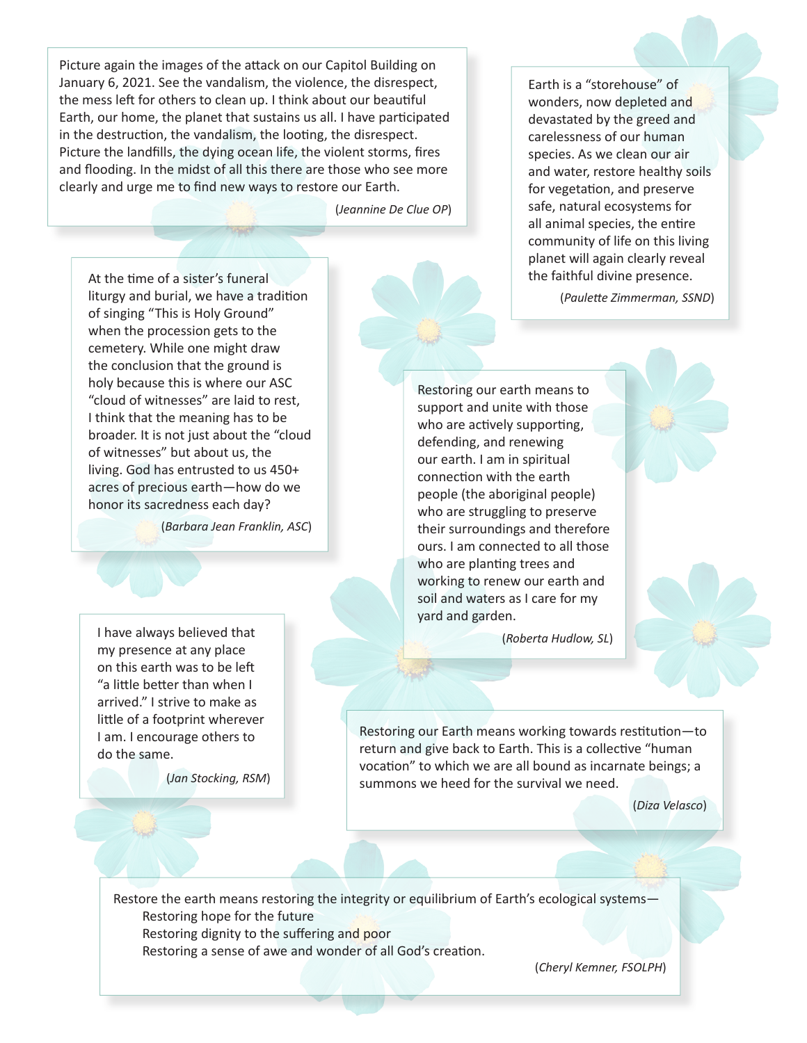Picture again the images of the attack on our Capitol Building on January 6, 2021. See the vandalism, the violence, the disrespect, the mess left for others to clean up. I think about our beautiful Earth, our home, the planet that sustains us all. I have participated in the destruction, the vandalism, the looting, the disrespect. Picture the landfills, the dying ocean life, the violent storms, fires and flooding. In the midst of all this there are those who see more clearly and urge me to find new ways to restore our Earth.

(*Jeannine De Clue OP*)

Earth is a "storehouse" of wonders, now depleted and devastated by the greed and carelessness of our human species. As we clean our air and water, restore healthy soils for vegetation, and preserve safe, natural ecosystems for all animal species, the entire community of life on this living planet will again clearly reveal the faithful divine presence.

(*Paulette Zimmerman, SSND*)

At the time of a sister's funeral liturgy and burial, we have a tradition of singing "This is Holy Ground" when the procession gets to the cemetery. While one might draw the conclusion that the ground is holy because this is where our ASC "cloud of witnesses" are laid to rest, I think that the meaning has to be broader. It is not just about the "cloud of witnesses" but about us, the living. God has entrusted to us 450+ acres of precious earth—how do we honor its sacredness each day?

(*Barbara Jean Franklin, ASC*)

Restoring our earth means to support and unite with those who are actively supporting, defending, and renewing our earth. I am in spiritual connection with the earth people (the aboriginal people) who are struggling to preserve their surroundings and therefore ours. I am connected to all those who are planting trees and working to renew our earth and soil and waters as I care for my yard and garden.

(*Roberta Hudlow, SL*)

I have always believed that my presence at any place on this earth was to be left "a little better than when I arrived." I strive to make as little of a footprint wherever I am. I encourage others to do the same.

(*Jan Stocking, RSM*)

Restoring our Earth means working towards restitution—to return and give back to Earth. This is a collective "human vocation" to which we are all bound as incarnate beings; a summons we heed for the survival we need.

(*Diza Velasco*)

Restore the earth means restoring the integrity or equilibrium of Earth's ecological systems—

Restoring hope for the future
Restoring dignity to the suffering and poor
Restoring a sense of awe and wonder of all God's creation.

(*Cheryl Kemner, FSOLPH*)